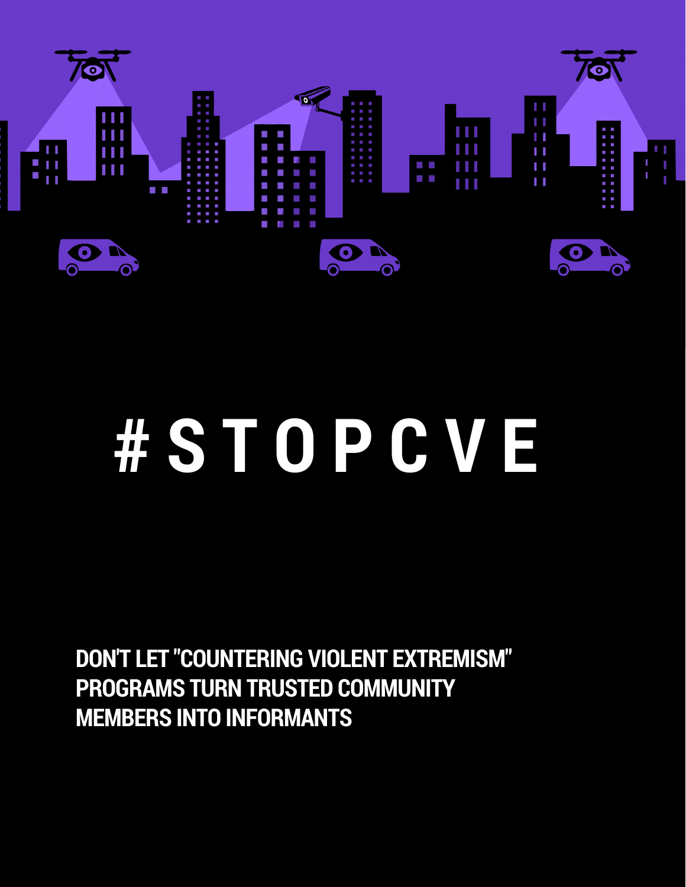# #STOPCVE

**DON'T LET "COUNTERING VIOLENT EXTREMISM" PROGRAMS TURN TRUSTED COMMUNITY MEMBERS INTO INFORMANTS**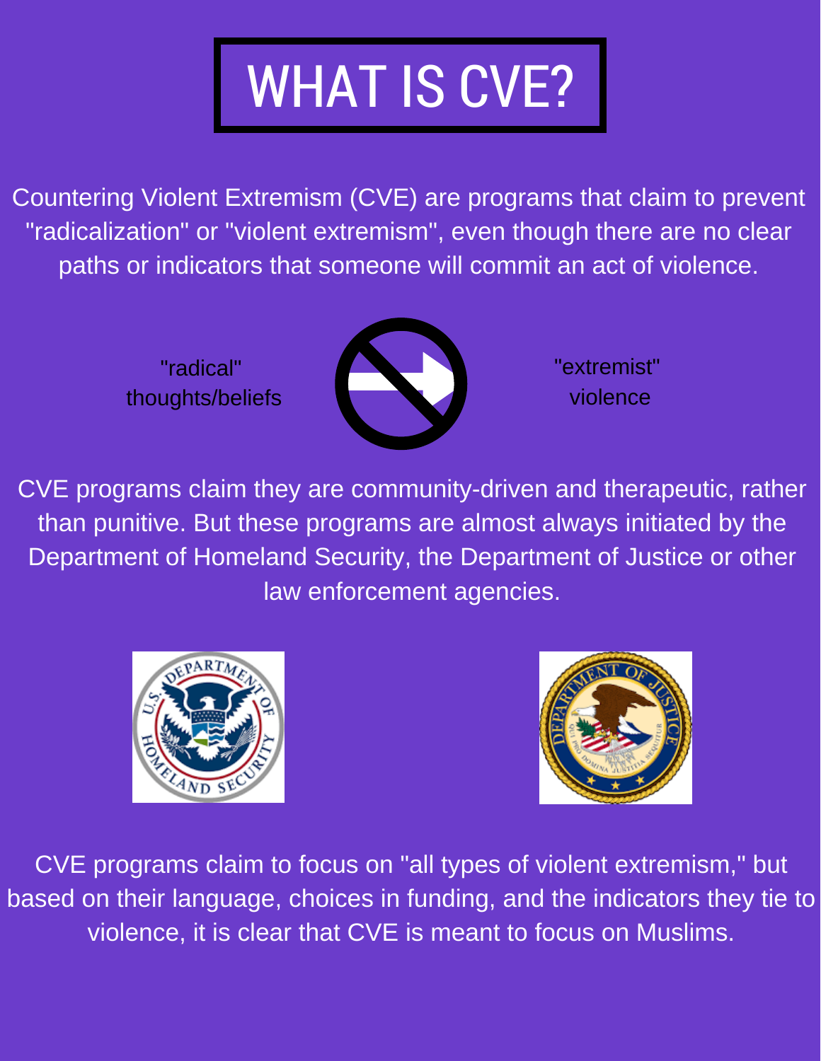# WHAT IS CVE?

Countering Violent Extremism (CVE) are programs that claim to prevent "radicalization" or "violent extremism", even though there are no clear paths or indicators that someone will commit an act of violence.

"radical" thoughts/beliefs

"extremist" violence

CVE programs claim they are community-driven and therapeutic, rather than punitive. But these programs are almost always initiated by the Department of Homeland Security, the Department of Justice or other law enforcement agencies.

CVE programs claim to focus on "all types of violent extremism," but based on their language, choices in funding, and the indicators they tie to violence, it is clear that CVE is meant to focus on Muslims.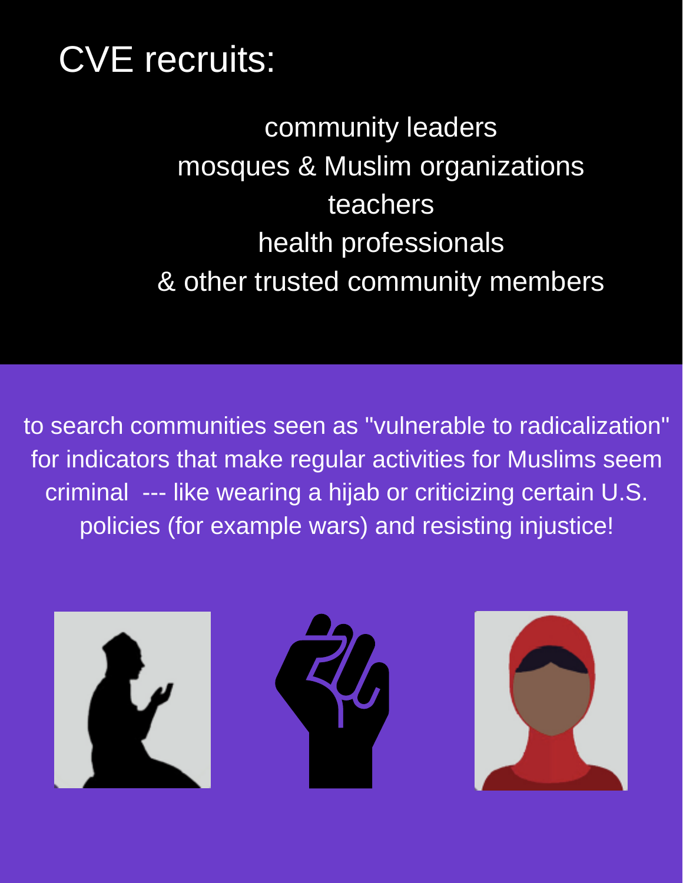# CVE recruits:

community leaders
mosques & Muslim organizations
teachers
health professionals
& other trusted community members

to search communities seen as "vulnerable to radicalization" for indicators that make regular activities for Muslims seem criminal --- like wearing a hijab or criticizing certain U.S. policies (for example wars) and resisting injustice!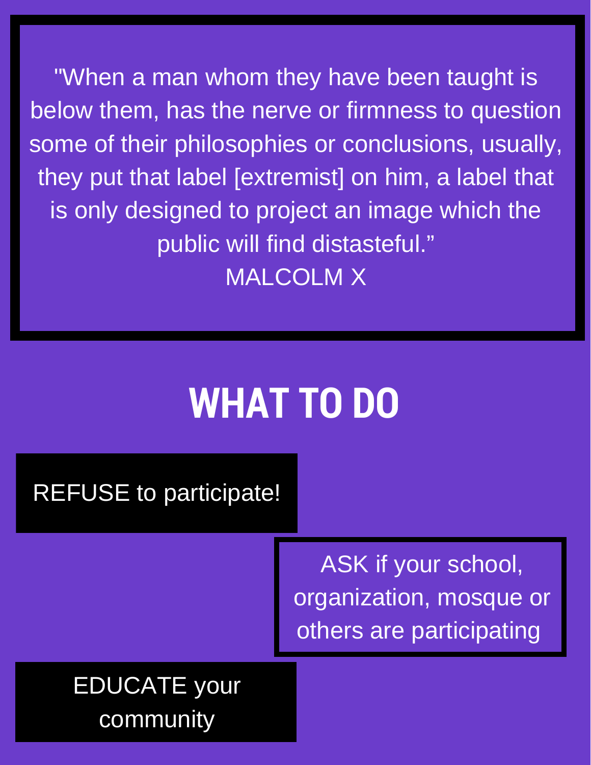> "When a man whom they have been taught is below them, has the nerve or firmness to question some of their philosophies or conclusions, usually, they put that label [extremist] on him, a label that is only designed to project an image which the public will find distasteful."
>
> MALCOLM X

## WHAT TO DO

REFUSE to participate!

ASK if your school, organization, mosque or others are participating

EDUCATE your community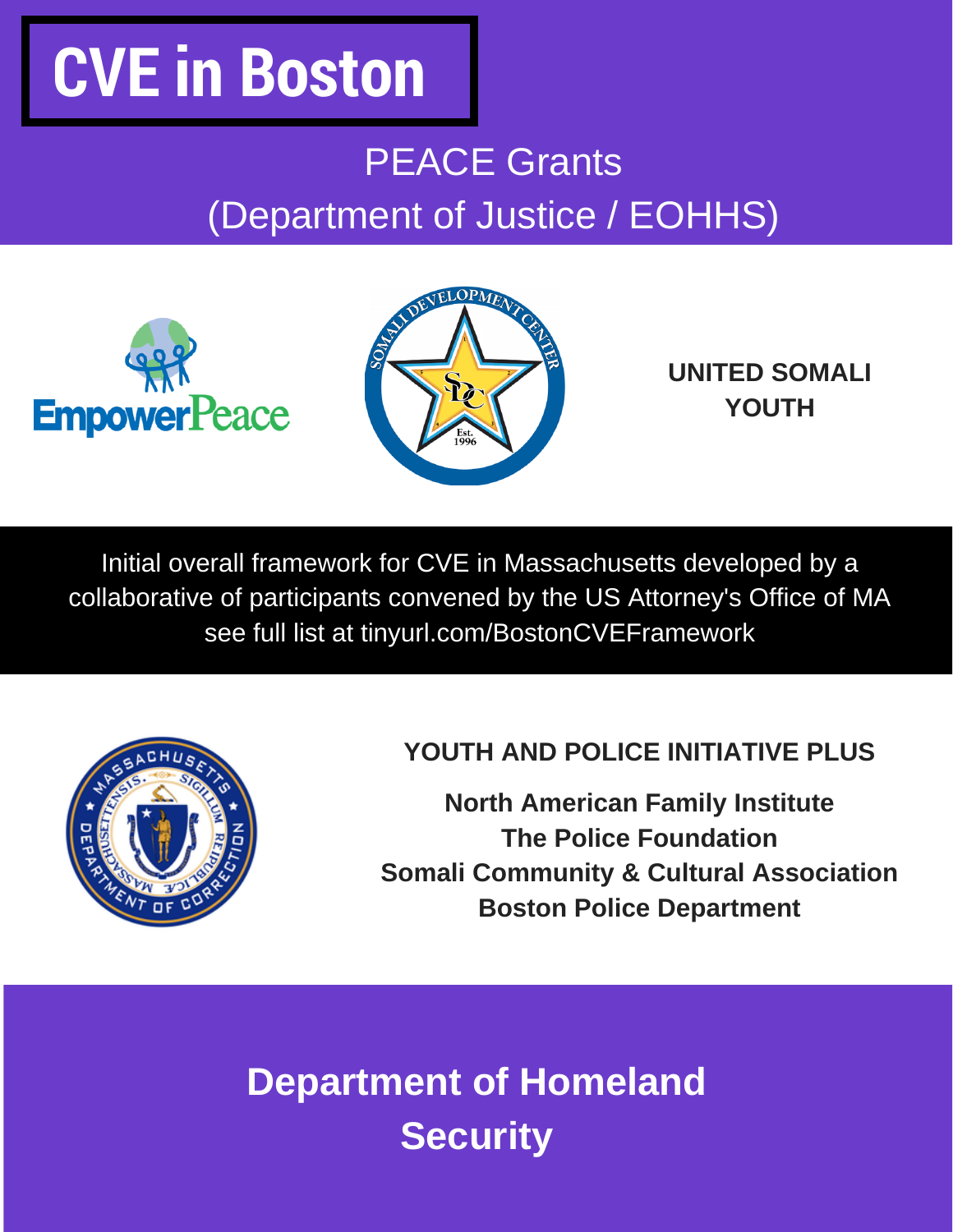# CVE in Boston

## PEACE Grants
## (Department of Justice / EOHHS)

EmpowerPeace

Somali Development Center

**UNITED SOMALI YOUTH**

Initial overall framework for CVE in Massachusetts developed by a collaborative of participants convened by the US Attorney's Office of MA see full list at tinyurl.com/BostonCVEFramework

**YOUTH AND POLICE INITIATIVE PLUS**

**North American Family Institute**
**The Police Foundation**
**Somali Community & Cultural Association**
**Boston Police Department**

## Department of Homeland Security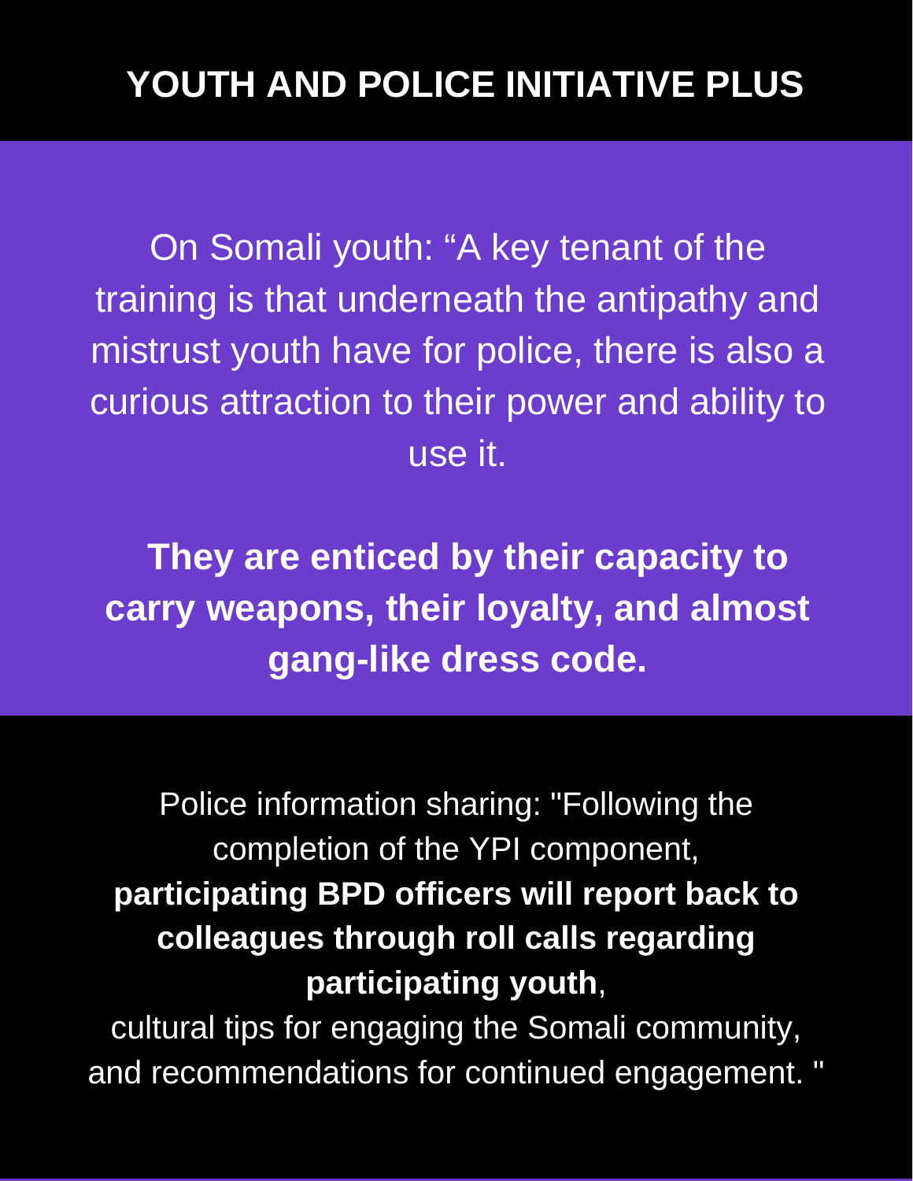# YOUTH AND POLICE INITIATIVE PLUS

On Somali youth: “A key tenant of the training is that underneath the antipathy and mistrust youth have for police, there is also a curious attraction to their power and ability to use it.

**They are enticed by their capacity to carry weapons, their loyalty, and almost gang-like dress code.**

Police information sharing: "Following the completion of the YPI component, **participating BPD officers will report back to colleagues through roll calls regarding participating youth**, cultural tips for engaging the Somali community, and recommendations for continued engagement. "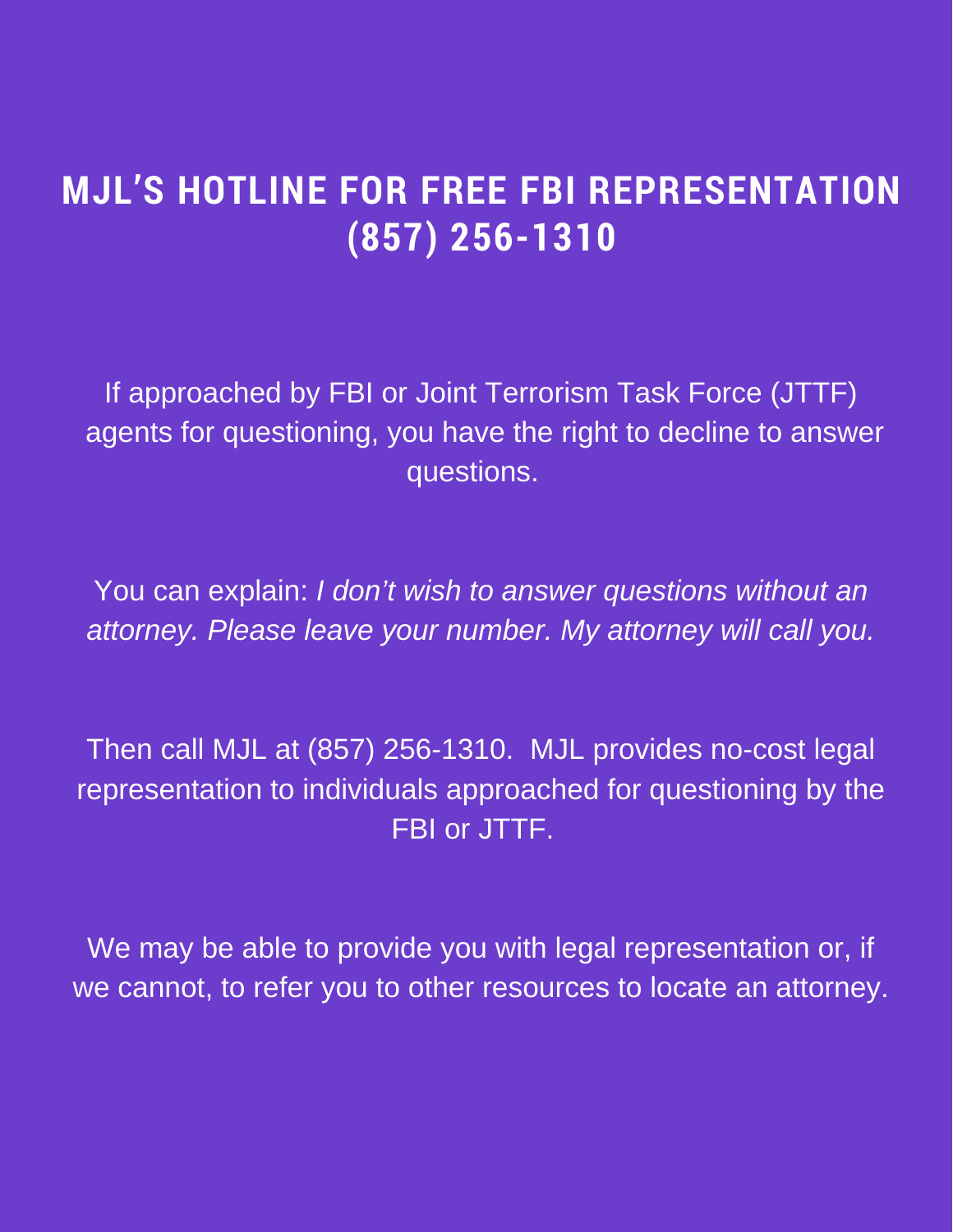# MJL'S HOTLINE FOR FREE FBI REPRESENTATION (857) 256-1310

If approached by FBI or Joint Terrorism Task Force (JTTF) agents for questioning, you have the right to decline to answer questions.

You can explain: *I don't wish to answer questions without an attorney. Please leave your number. My attorney will call you.*

Then call MJL at (857) 256-1310. MJL provides no-cost legal representation to individuals approached for questioning by the FBI or JTTF.

We may be able to provide you with legal representation or, if we cannot, to refer you to other resources to locate an attorney.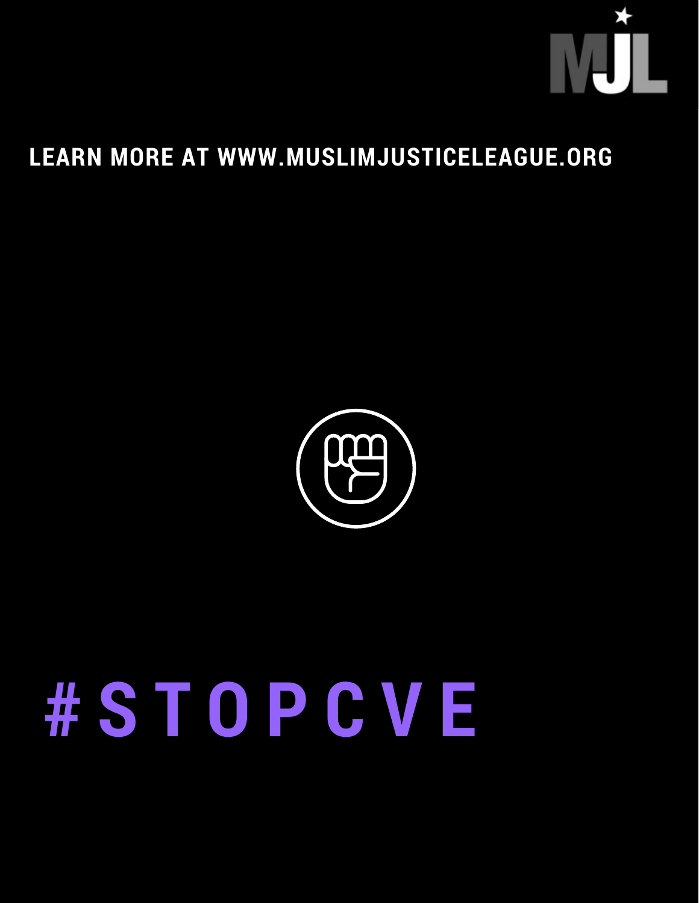MJL

LEARN MORE AT WWW.MUSLIMJUSTICELEAGUE.ORG

#STOPCVE